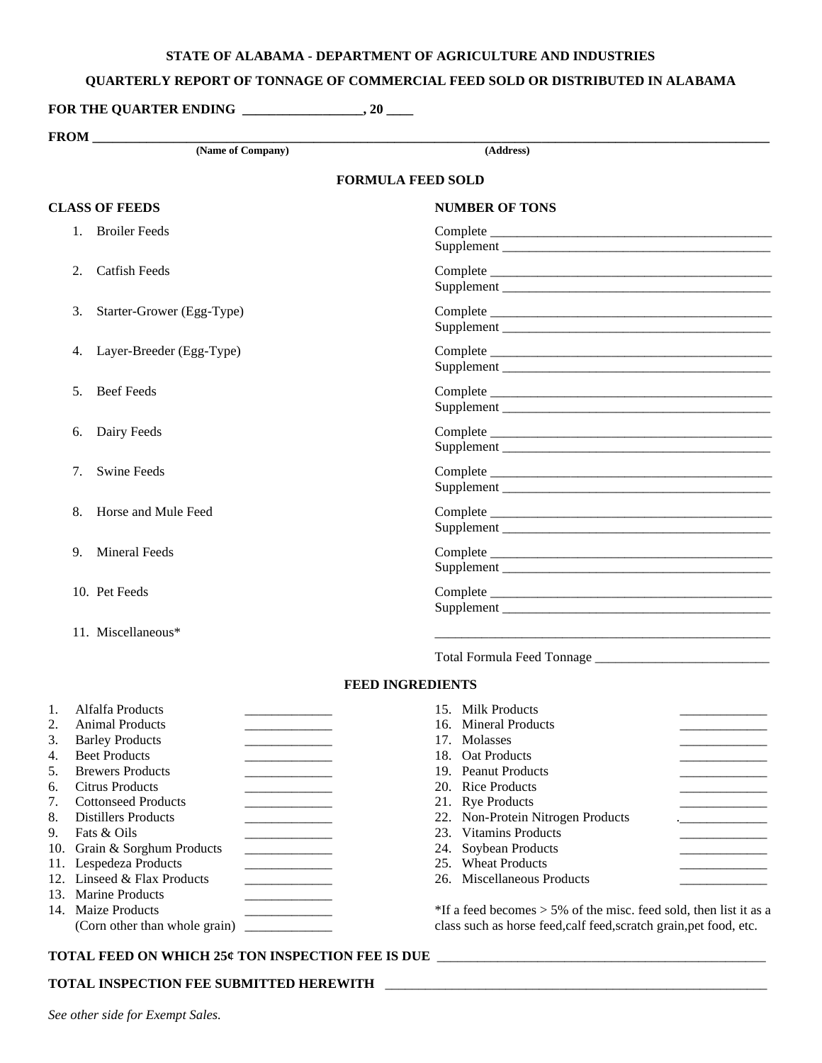**STATE OF ALABAMA - DEPARTMENT OF AGRICULTURE AND INDUSTRIES**

**QUARTERLY REPORT OF TONNAGE OF COMMERCIAL FEED SOLD OR DISTRIBUTED IN ALABAMA**

**FOR THE QUARTER ENDING __________________, 20 ____**

**FROM ________________________________________________________________________________**

(Name of Company) (Address)

**FORMULA FEED SOLD**

| CLASS OF FEEDS | NUMBER OF TONS |
|---|---|
| 1. Broiler Feeds | Complete ______________________ |
| | Supplement ______________________ |
| 2. Catfish Feeds | Complete ______________________ |
| | Supplement ______________________ |
| 3. Starter-Grower (Egg-Type) | Complete ______________________ |
| | Supplement ______________________ |
| 4. Layer-Breeder (Egg-Type) | Complete ______________________ |
| | Supplement ______________________ |
| 5. Beef Feeds | Complete ______________________ |
| | Supplement ______________________ |
| 6. Dairy Feeds | Complete ______________________ |
| | Supplement ______________________ |
| 7. Swine Feeds | Complete ______________________ |
| | Supplement ______________________ |
| 8. Horse and Mule Feed | Complete ______________________ |
| | Supplement ______________________ |
| 9. Mineral Feeds | Complete ______________________ |
| | Supplement ______________________ |
| 10. Pet Feeds | Complete ______________________ |
| | Supplement ______________________ |
| 11. Miscellaneous* | ______________________ |
| | Total Formula Feed Tonnage ______________________ |

**FEED INGREDIENTS**

| | | | |
|---|---|---|---|
| 1. Alfalfa Products | _____________ | 15. Milk Products | _____________ |
| 2. Animal Products | _____________ | 16. Mineral Products | _____________ |
| 3. Barley Products | _____________ | 17. Molasses | _____________ |
| 4. Beet Products | _____________ | 18. Oat Products | _____________ |
| 5. Brewers Products | _____________ | 19. Peanut Products | _____________ |
| 6. Citrus Products | _____________ | 20. Rice Products | _____________ |
| 7. Cottonseed Products | _____________ | 21. Rye Products | _____________ |
| 8. Distillers Products | _____________ | 22. Non-Protein Nitrogen Products | _____________ |
| 9. Fats & Oils | _____________ | 23. Vitamins Products | _____________ |
| 10. Grain & Sorghum Products | _____________ | 24. Soybean Products | _____________ |
| 11. Lespedeza Products | _____________ | 25. Wheat Products | _____________ |
| 12. Linseed & Flax Products | _____________ | 26. Miscellaneous Products | _____________ |
| 13. Marine Products | _____________ | | |
| 14. Maize Products (Corn other than whole grain) | _____________ | | |

*If a feed becomes > 5% of the misc. feed sold, then list it as a class such as horse feed,calf feed,scratch grain,pet food, etc.

**TOTAL FEED ON WHICH 25¢ TON INSPECTION FEE IS DUE** ________________________________

**TOTAL INSPECTION FEE SUBMITTED HEREWITH** ________________________________

*See other side for Exempt Sales.*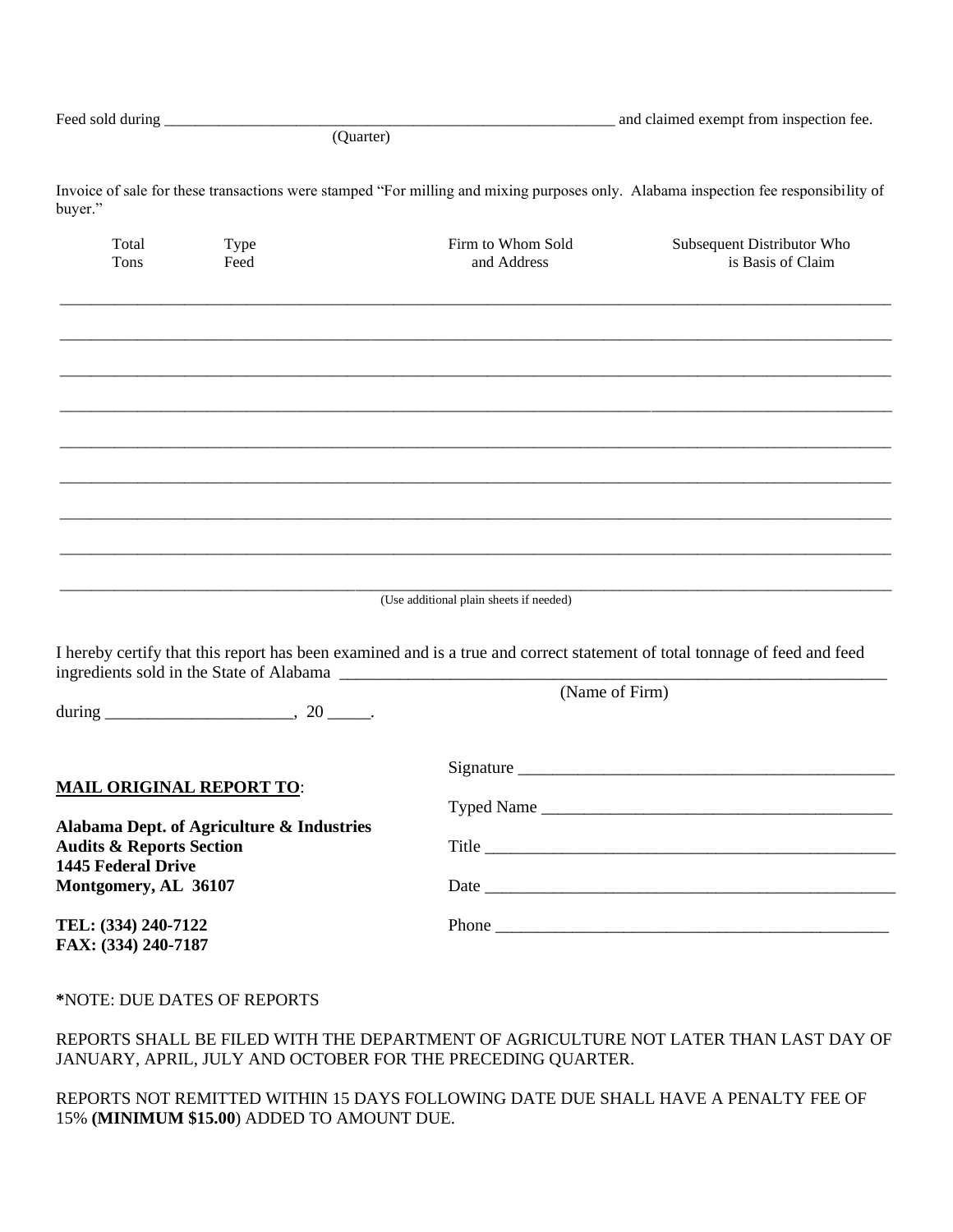Feed sold during ____________________________________________ and claimed exempt from inspection fee.
(Quarter)

Invoice of sale for these transactions were stamped "For milling and mixing purposes only. Alabama inspection fee responsibility of buyer."

| Total Tons | Type Feed | Firm to Whom Sold and Address | Subsequent Distributor Who is Basis of Claim |
| --- | --- | --- | --- |
| | | | |
| | | | |
| | | | |
| | | | |
| | | | |
| | | | |
| | | | |
| | | | |
| | | | |

(Use additional plain sheets if needed)

I hereby certify that this report has been examined and is a true and correct statement of total tonnage of feed and feed ingredients sold in the State of Alabama ____________________________________________
(Name of Firm)

during ______________________, 20 _____.

Signature ____________________________________________

Typed Name ____________________________________________

Title ____________________________________________

Date ____________________________________________

Phone ____________________________________________

**MAIL ORIGINAL REPORT TO**:

**Alabama Dept. of Agriculture & Industries**
**Audits & Reports Section**
**1445 Federal Drive**
**Montgomery, AL 36107**

**TEL: (334) 240-7122**
**FAX: (334) 240-7187**

**\***NOTE: DUE DATES OF REPORTS

REPORTS SHALL BE FILED WITH THE DEPARTMENT OF AGRICULTURE NOT LATER THAN LAST DAY OF JANUARY, APRIL, JULY AND OCTOBER FOR THE PRECEDING QUARTER.

REPORTS NOT REMITTED WITHIN 15 DAYS FOLLOWING DATE DUE SHALL HAVE A PENALTY FEE OF 15% **(MINIMUM $15.00**) ADDED TO AMOUNT DUE.